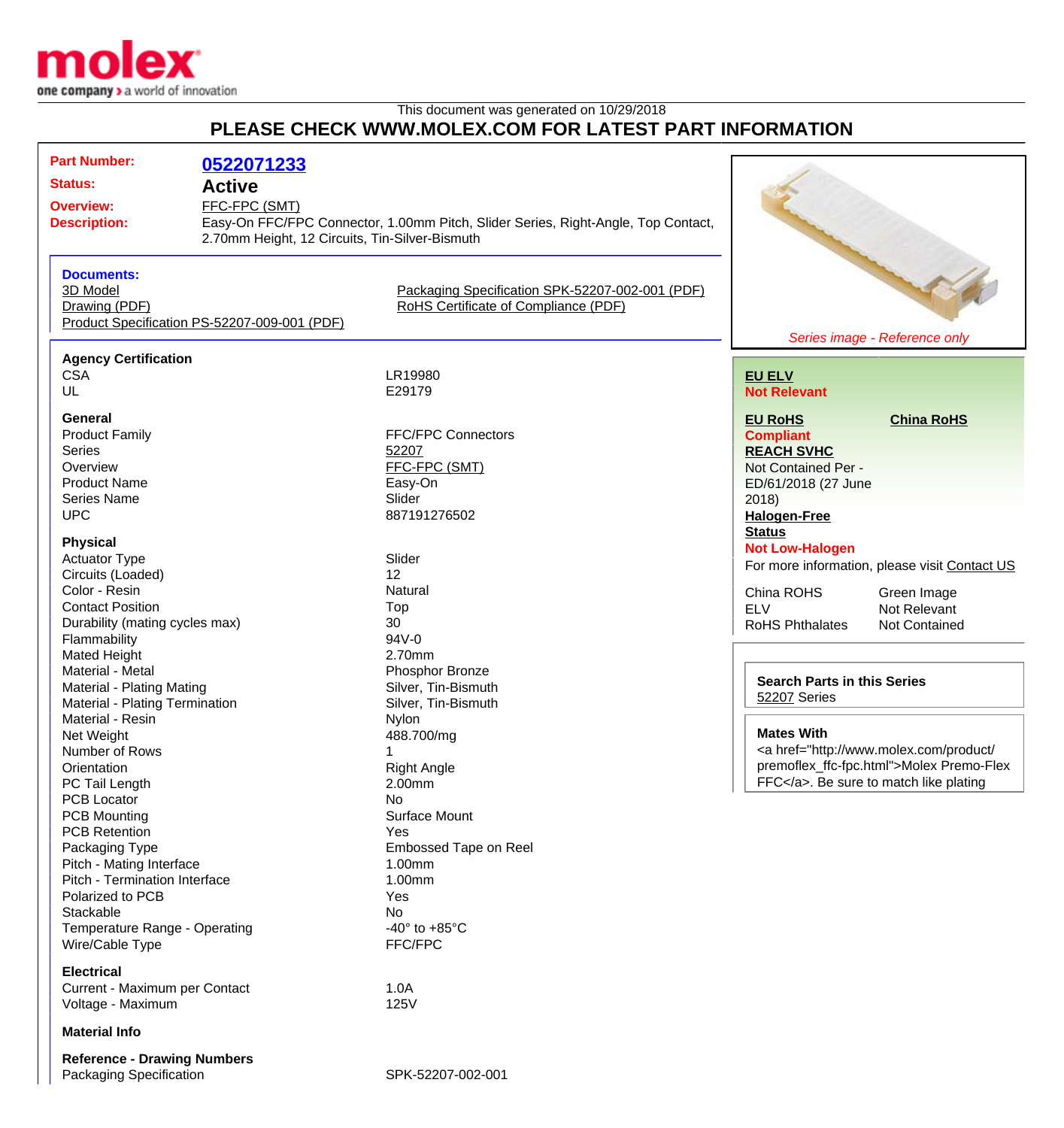This document was generated on 10/29/2018

# PLEASE CHECK WWW.MOLEX.COM FOR LATEST PART INFORMATION

**Part Number:** 0522071233

**Status:** Active

**Overview:** FFC-FPC (SMT)

**Description:** Easy-On FFC/FPC Connector, 1.00mm Pitch, Slider Series, Right-Angle, Top Contact, 2.70mm Height, 12 Circuits, Tin-Silver-Bismuth

*Series image - Reference only*

**Documents:**

- 3D Model
- Drawing (PDF)
- Product Specification PS-52207-009-001 (PDF)
- Packaging Specification SPK-52207-002-001 (PDF)
- RoHS Certificate of Compliance (PDF)

**EU ELV**
Not Relevant

**EU RoHS**
Compliant

**China RoHS**

**REACH SVHC**
Not Contained Per - ED/61/2018 (27 June 2018)

**Halogen-Free Status**
Not Low-Halogen

For more information, please visit Contact US

| | |
|---|---|
| China ROHS | Green Image |
| ELV | Not Relevant |
| RoHS Phthalates | Not Contained |

**Search Parts in this Series**
52207 Series

**Mates With**
<a href="http://www.molex.com/product/premoflex_ffc-fpc.html">Molex Premo-Flex FFC</a>. Be sure to match like plating

### Agency Certification

| | |
|---|---|
| CSA | LR19980 |
| UL | E29179 |

### General

| | |
|---|---|
| Product Family | FFC/FPC Connectors |
| Series | 52207 |
| Overview | FFC-FPC (SMT) |
| Product Name | Easy-On |
| Series Name | Slider |
| UPC | 887191276502 |

### Physical

| | |
|---|---|
| Actuator Type | Slider |
| Circuits (Loaded) | 12 |
| Color - Resin | Natural |
| Contact Position | Top |
| Durability (mating cycles max) | 30 |
| Flammability | 94V-0 |
| Mated Height | 2.70mm |
| Material - Metal | Phosphor Bronze |
| Material - Plating Mating | Silver, Tin-Bismuth |
| Material - Plating Termination | Silver, Tin-Bismuth |
| Material - Resin | Nylon |
| Net Weight | 488.700/mg |
| Number of Rows | 1 |
| Orientation | Right Angle |
| PC Tail Length | 2.00mm |
| PCB Locator | No |
| PCB Mounting | Surface Mount |
| PCB Retention | Yes |
| Packaging Type | Embossed Tape on Reel |
| Pitch - Mating Interface | 1.00mm |
| Pitch - Termination Interface | 1.00mm |
| Polarized to PCB | Yes |
| Stackable | No |
| Temperature Range - Operating | -40° to +85°C |
| Wire/Cable Type | FFC/FPC |

### Electrical

| | |
|---|---|
| Current - Maximum per Contact | 1.0A |
| Voltage - Maximum | 125V |

### Material Info

### Reference - Drawing Numbers

| | |
|---|---|
| Packaging Specification | SPK-52207-002-001 |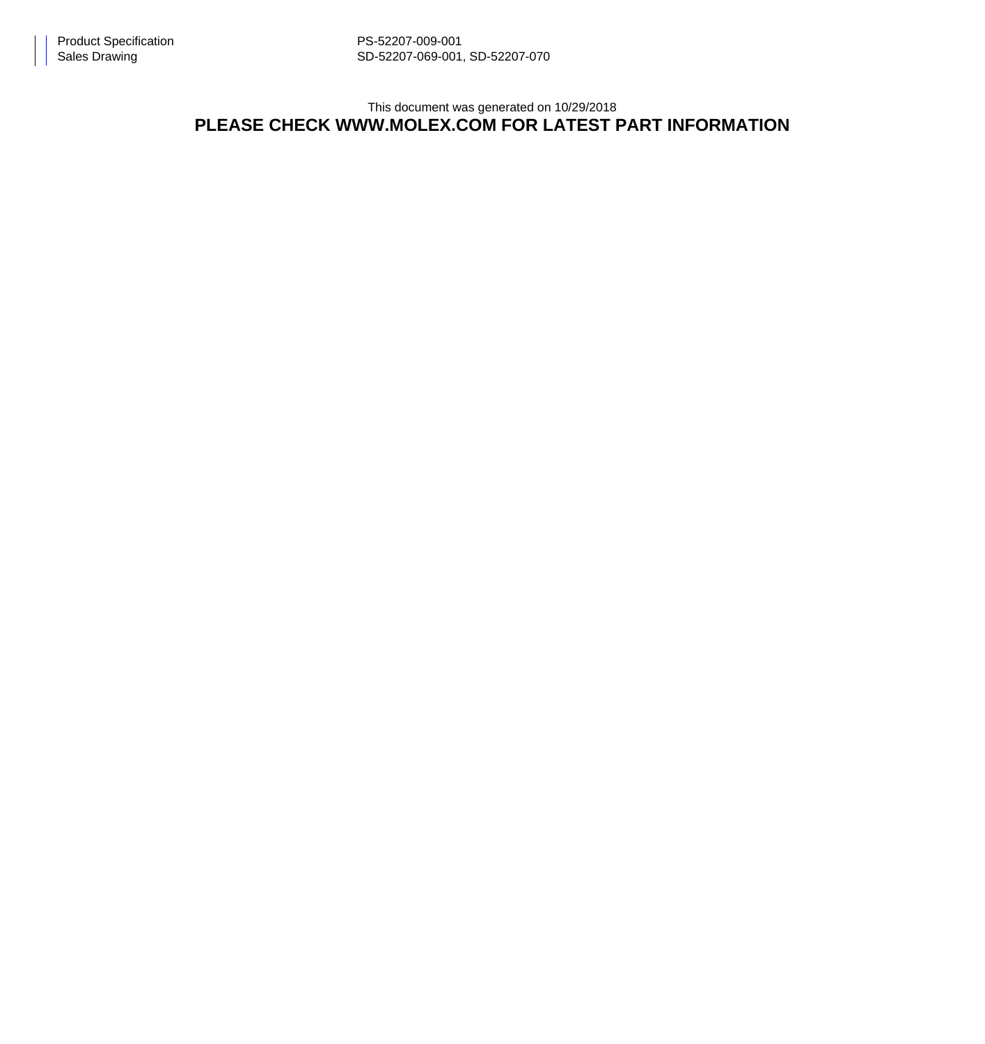| | |
|---|---|
| Product Specification | PS-52207-009-001 |
| Sales Drawing | SD-52207-069-001, SD-52207-070 |

This document was generated on 10/29/2018

**PLEASE CHECK WWW.MOLEX.COM FOR LATEST PART INFORMATION**